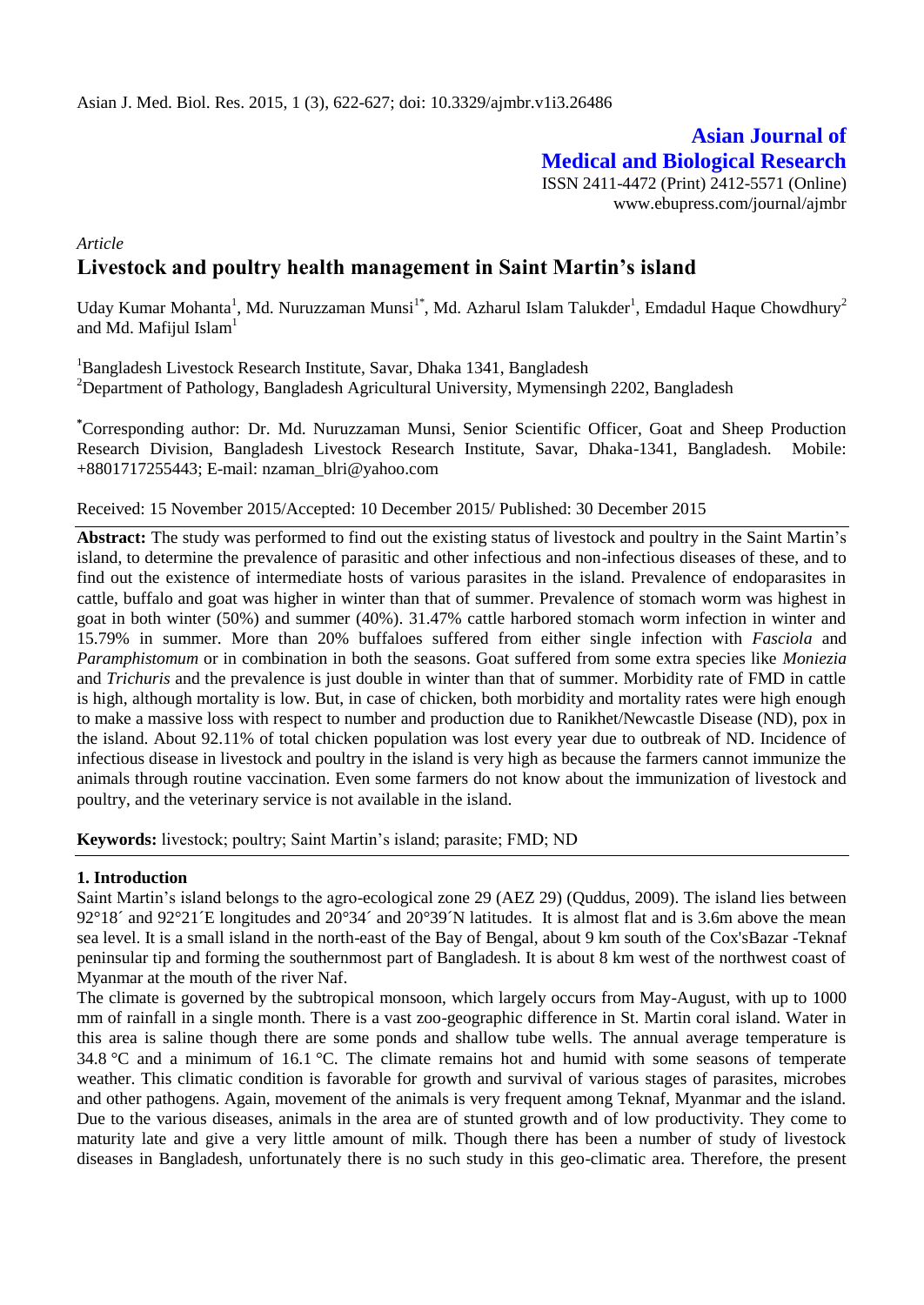# Asian Journal of Medical and Biological Research

ISSN 2411-4472 (Print) 2412-5571 (Online)
www.ebupress.com/journal/ajmbr

*Article*

## Livestock and poultry health management in Saint Martin's island

Uday Kumar Mohanta[1], Md. Nuruzzaman Munsi[1*], Md. Azharul Islam Talukder[1], Emdadul Haque Chowdhury[2] and Md. Mafijul Islam[1]

[1]Bangladesh Livestock Research Institute, Savar, Dhaka 1341, Bangladesh
[2]Department of Pathology, Bangladesh Agricultural University, Mymensingh 2202, Bangladesh

[*]Corresponding author: Dr. Md. Nuruzzaman Munsi, Senior Scientific Officer, Goat and Sheep Production Research Division, Bangladesh Livestock Research Institute, Savar, Dhaka-1341, Bangladesh. Mobile: +8801717255443; E-mail: nzaman_blri@yahoo.com

Received: 15 November 2015/Accepted: 10 December 2015/ Published: 30 December 2015

**Abstract:** The study was performed to find out the existing status of livestock and poultry in the Saint Martin's island, to determine the prevalence of parasitic and other infectious and non-infectious diseases of these, and to find out the existence of intermediate hosts of various parasites in the island. Prevalence of endoparasites in cattle, buffalo and goat was higher in winter than that of summer. Prevalence of stomach worm was highest in goat in both winter (50%) and summer (40%). 31.47% cattle harbored stomach worm infection in winter and 15.79% in summer. More than 20% buffaloes suffered from either single infection with *Fasciola* and *Paramphistomum* or in combination in both the seasons. Goat suffered from some extra species like *Moniezia* and *Trichuris* and the prevalence is just double in winter than that of summer. Morbidity rate of FMD in cattle is high, although mortality is low. But, in case of chicken, both morbidity and mortality rates were high enough to make a massive loss with respect to number and production due to Ranikhet/Newcastle Disease (ND), pox in the island. About 92.11% of total chicken population was lost every year due to outbreak of ND. Incidence of infectious disease in livestock and poultry in the island is very high as because the farmers cannot immunize the animals through routine vaccination. Even some farmers do not know about the immunization of livestock and poultry, and the veterinary service is not available in the island.

**Keywords:** livestock; poultry; Saint Martin's island; parasite; FMD; ND

### 1. Introduction

Saint Martin's island belongs to the agro-ecological zone 29 (AEZ 29) (Quddus, 2009). The island lies between 92°18´ and 92°21´E longitudes and 20°34´ and 20°39´N latitudes. It is almost flat and is 3.6m above the mean sea level. It is a small island in the north-east of the Bay of Bengal, about 9 km south of the Cox'sBazar -Teknaf peninsular tip and forming the southernmost part of Bangladesh. It is about 8 km west of the northwest coast of Myanmar at the mouth of the river Naf.

The climate is governed by the subtropical monsoon, which largely occurs from May-August, with up to 1000 mm of rainfall in a single month. There is a vast zoo-geographic difference in St. Martin coral island. Water in this area is saline though there are some ponds and shallow tube wells. The annual average temperature is 34.8 °C and a minimum of 16.1 °C. The climate remains hot and humid with some seasons of temperate weather. This climatic condition is favorable for growth and survival of various stages of parasites, microbes and other pathogens. Again, movement of the animals is very frequent among Teknaf, Myanmar and the island. Due to the various diseases, animals in the area are of stunted growth and of low productivity. They come to maturity late and give a very little amount of milk. Though there has been a number of study of livestock diseases in Bangladesh, unfortunately there is no such study in this geo-climatic area. Therefore, the present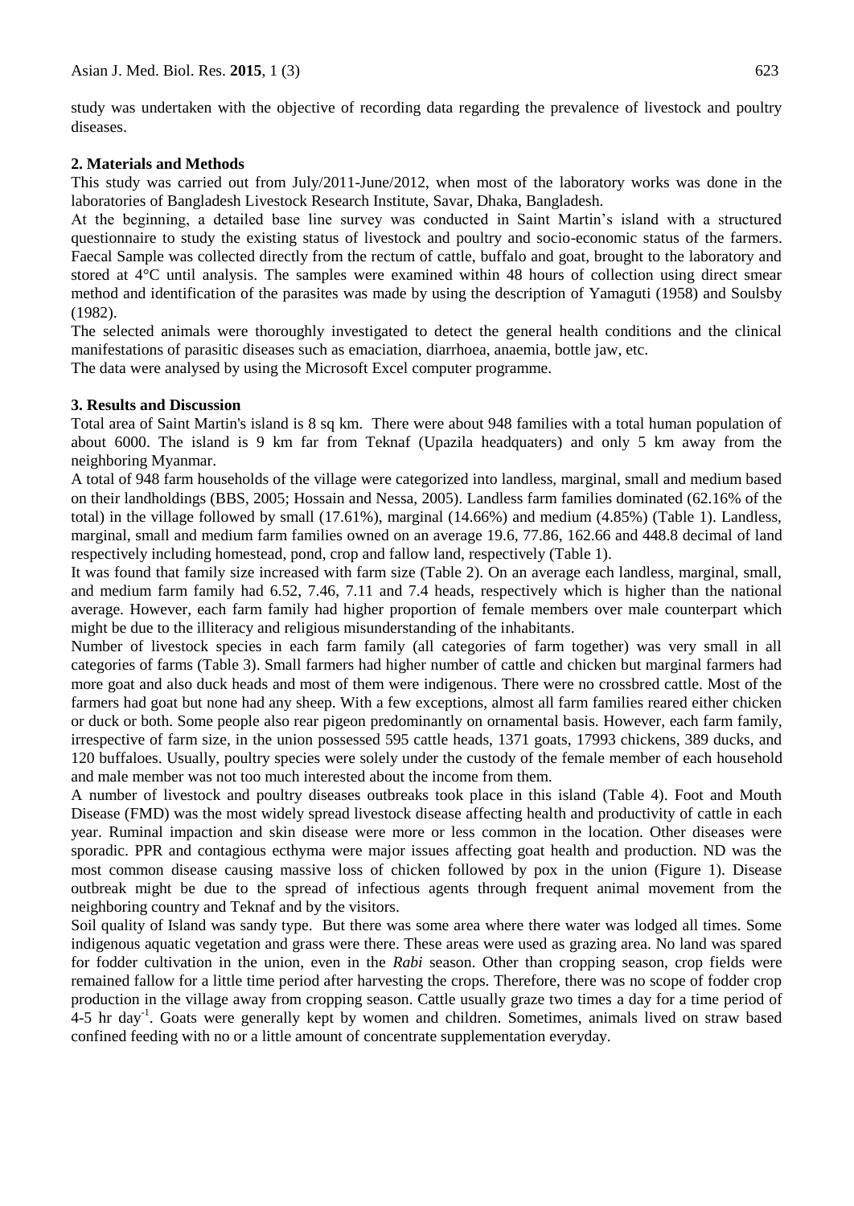study was undertaken with the objective of recording data regarding the prevalence of livestock and poultry diseases.

## 2. Materials and Methods

This study was carried out from July/2011-June/2012, when most of the laboratory works was done in the laboratories of Bangladesh Livestock Research Institute, Savar, Dhaka, Bangladesh.

At the beginning, a detailed base line survey was conducted in Saint Martin's island with a structured questionnaire to study the existing status of livestock and poultry and socio-economic status of the farmers. Faecal Sample was collected directly from the rectum of cattle, buffalo and goat, brought to the laboratory and stored at 4°C until analysis. The samples were examined within 48 hours of collection using direct smear method and identification of the parasites was made by using the description of Yamaguti (1958) and Soulsby (1982).

The selected animals were thoroughly investigated to detect the general health conditions and the clinical manifestations of parasitic diseases such as emaciation, diarrhoea, anaemia, bottle jaw, etc.

The data were analysed by using the Microsoft Excel computer programme.

## 3. Results and Discussion

Total area of Saint Martin's island is 8 sq km. There were about 948 families with a total human population of about 6000. The island is 9 km far from Teknaf (Upazila headquaters) and only 5 km away from the neighboring Myanmar.

A total of 948 farm households of the village were categorized into landless, marginal, small and medium based on their landholdings (BBS, 2005; Hossain and Nessa, 2005). Landless farm families dominated (62.16% of the total) in the village followed by small (17.61%), marginal (14.66%) and medium (4.85%) (Table 1). Landless, marginal, small and medium farm families owned on an average 19.6, 77.86, 162.66 and 448.8 decimal of land respectively including homestead, pond, crop and fallow land, respectively (Table 1).

It was found that family size increased with farm size (Table 2). On an average each landless, marginal, small, and medium farm family had 6.52, 7.46, 7.11 and 7.4 heads, respectively which is higher than the national average. However, each farm family had higher proportion of female members over male counterpart which might be due to the illiteracy and religious misunderstanding of the inhabitants.

Number of livestock species in each farm family (all categories of farm together) was very small in all categories of farms (Table 3). Small farmers had higher number of cattle and chicken but marginal farmers had more goat and also duck heads and most of them were indigenous. There were no crossbred cattle. Most of the farmers had goat but none had any sheep. With a few exceptions, almost all farm families reared either chicken or duck or both. Some people also rear pigeon predominantly on ornamental basis. However, each farm family, irrespective of farm size, in the union possessed 595 cattle heads, 1371 goats, 17993 chickens, 389 ducks, and 120 buffaloes. Usually, poultry species were solely under the custody of the female member of each household and male member was not too much interested about the income from them.

A number of livestock and poultry diseases outbreaks took place in this island (Table 4). Foot and Mouth Disease (FMD) was the most widely spread livestock disease affecting health and productivity of cattle in each year. Ruminal impaction and skin disease were more or less common in the location. Other diseases were sporadic. PPR and contagious ecthyma were major issues affecting goat health and production. ND was the most common disease causing massive loss of chicken followed by pox in the union (Figure 1). Disease outbreak might be due to the spread of infectious agents through frequent animal movement from the neighboring country and Teknaf and by the visitors.

Soil quality of Island was sandy type. But there was some area where there water was lodged all times. Some indigenous aquatic vegetation and grass were there. These areas were used as grazing area. No land was spared for fodder cultivation in the union, even in the *Rabi* season. Other than cropping season, crop fields were remained fallow for a little time period after harvesting the crops. Therefore, there was no scope of fodder crop production in the village away from cropping season. Cattle usually graze two times a day for a time period of 4-5 hr $day^{-1}$. Goats were generally kept by women and children. Sometimes, animals lived on straw based confined feeding with no or a little amount of concentrate supplementation everyday.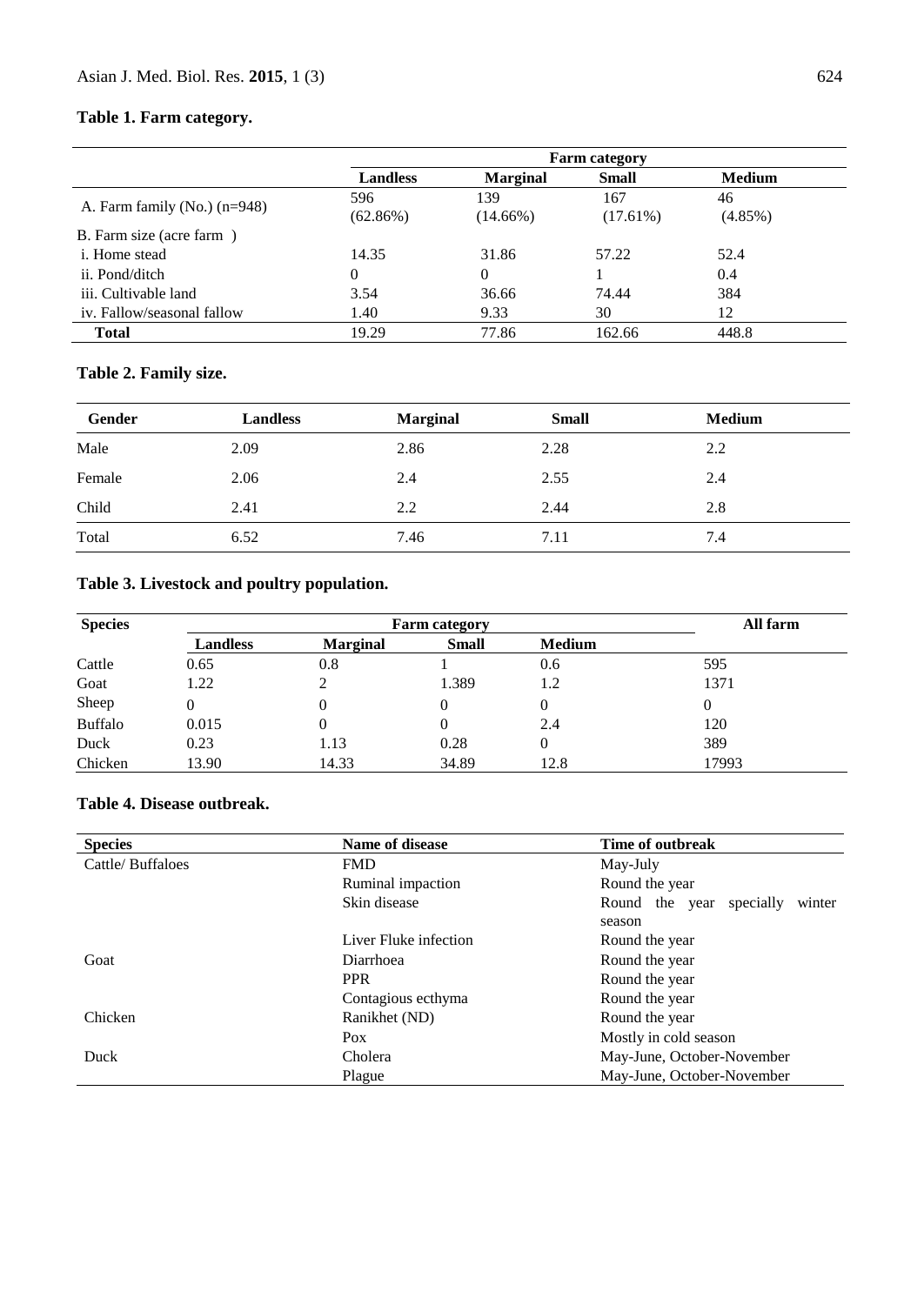**Table 1. Farm category.**

| | Farm category | | | |
|---|---|---|---|---|
| | **Landless** | **Marginal** | **Small** | **Medium** |
| A. Farm family (No.) (n=948) | 596 (62.86%) | 139 (14.66%) | 167 (17.61%) | 46 (4.85%) |
| B. Farm size (acre farm ) | | | | |
| i. Home stead | 14.35 | 31.86 | 57.22 | 52.4 |
| ii. Pond/ditch | 0 | 0 | 1 | 0.4 |
| iii. Cultivable land | 3.54 | 36.66 | 74.44 | 384 |
| iv. Fallow/seasonal fallow | 1.40 | 9.33 | 30 | 12 |
| **Total** | 19.29 | 77.86 | 162.66 | 448.8 |

**Table 2. Family size.**

| Gender | Landless | Marginal | Small | Medium |
|---|---|---|---|---|
| Male | 2.09 | 2.86 | 2.28 | 2.2 |
| Female | 2.06 | 2.4 | 2.55 | 2.4 |
| Child | 2.41 | 2.2 | 2.44 | 2.8 |
| Total | 6.52 | 7.46 | 7.11 | 7.4 |

**Table 3. Livestock and poultry population.**

| Species | Farm category | | | | All farm |
|---|---|---|---|---|---|
| | **Landless** | **Marginal** | **Small** | **Medium** | |
| Cattle | 0.65 | 0.8 | 1 | 0.6 | 595 |
| Goat | 1.22 | 2 | 1.389 | 1.2 | 1371 |
| Sheep | 0 | 0 | 0 | 0 | 0 |
| Buffalo | 0.015 | 0 | 0 | 2.4 | 120 |
| Duck | 0.23 | 1.13 | 0.28 | 0 | 389 |
| Chicken | 13.90 | 14.33 | 34.89 | 12.8 | 17993 |

**Table 4. Disease outbreak.**

| Species | Name of disease | Time of outbreak |
|---|---|---|
| Cattle/ Buffaloes | FMD | May-July |
| | Ruminal impaction | Round the year |
| | Skin disease | Round the year specially winter season |
| | Liver Fluke infection | Round the year |
| Goat | Diarrhoea | Round the year |
| | PPR | Round the year |
| | Contagious ecthyma | Round the year |
| Chicken | Ranikhet (ND) | Round the year |
| | Pox | Mostly in cold season |
| Duck | Cholera | May-June, October-November |
| | Plague | May-June, October-November |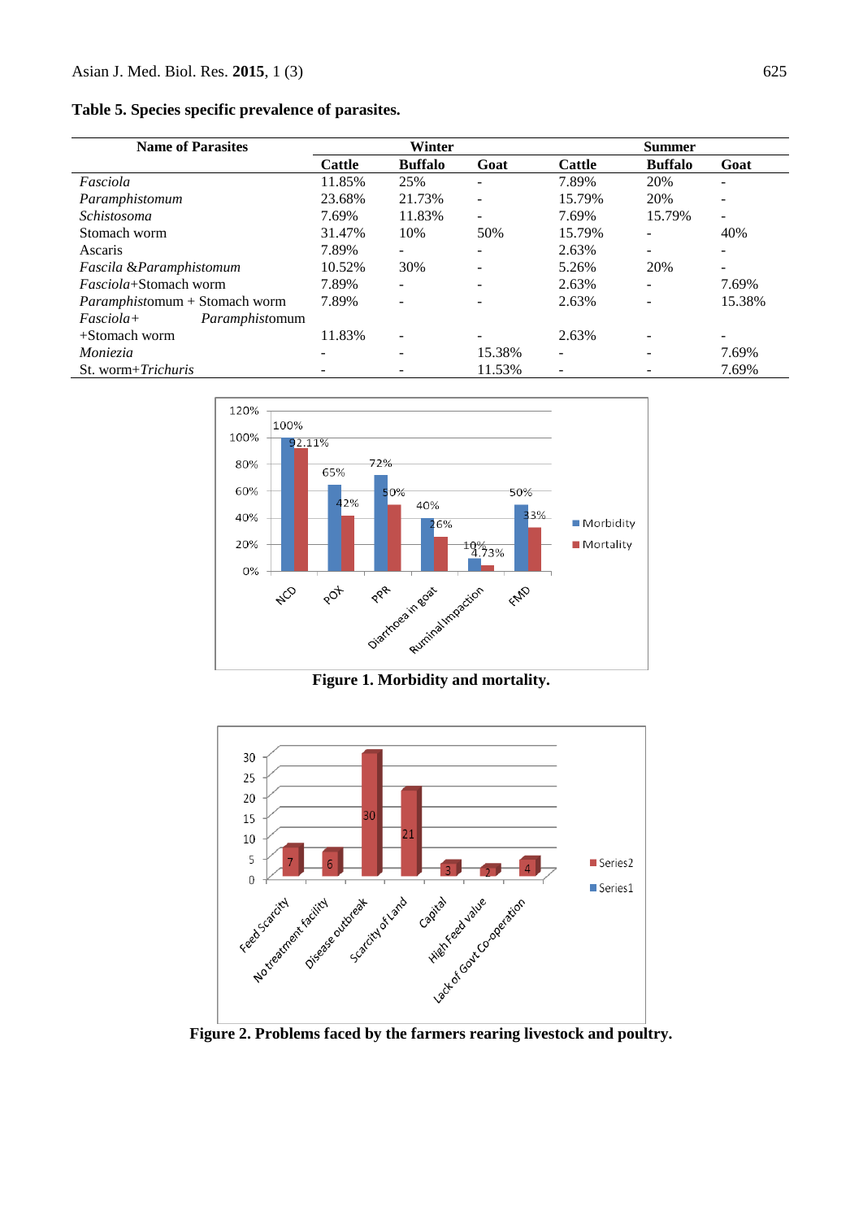**Table 5. Species specific prevalence of parasites.**

| Name of Parasites | Winter | | | Summer | | |
|---|---|---|---|---|---|---|
| | Cattle | Buffalo | Goat | Cattle | Buffalo | Goat |
| *Fasciola* | 11.85% | 25% | - | 7.89% | 20% | - |
| *Paramphistomum* | 23.68% | 21.73% | - | 15.79% | 20% | - |
| *Schistosoma* | 7.69% | 11.83% | - | 7.69% | 15.79% | - |
| Stomach worm | 31.47% | 10% | 50% | 15.79% | - | 40% |
| Ascaris | 7.89% | - | - | 2.63% | - | - |
| *Fascila* &*Paramphistomum* | 10.52% | 30% | - | 5.26% | 20% | - |
| *Fasciola*+Stomach worm | 7.89% | - | - | 2.63% | - | 7.69% |
| *Paramphistomum* + Stomach worm | 7.89% | - | - | 2.63% | - | 15.38% |
| *Fasciola*+ *Paramphistomum* +Stomach worm | 11.83% | - | - | 2.63% | - | - |
| *Moniezia* | - | - | 15.38% | - | - | 7.69% |
| St. worm+*Trichuris* | - | - | 11.53% | - | - | 7.69% |

**Figure 1. Morbidity and mortality.**

**Figure 2. Problems faced by the farmers rearing livestock and poultry.**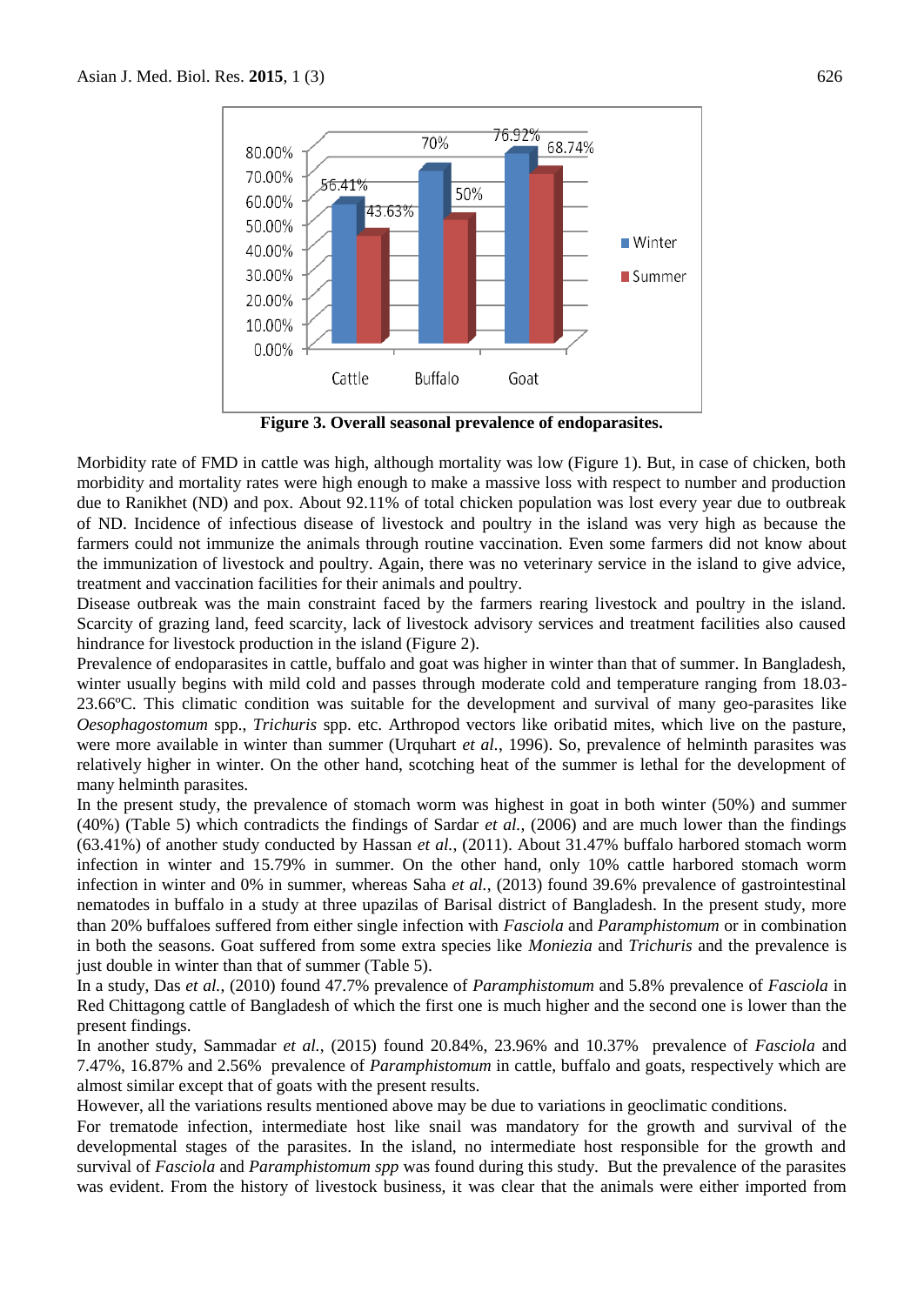**Figure 3. Overall seasonal prevalence of endoparasites.**

Morbidity rate of FMD in cattle was high, although mortality was low (Figure 1). But, in case of chicken, both morbidity and mortality rates were high enough to make a massive loss with respect to number and production due to Ranikhet (ND) and pox. About 92.11% of total chicken population was lost every year due to outbreak of ND. Incidence of infectious disease of livestock and poultry in the island was very high as because the farmers could not immunize the animals through routine vaccination. Even some farmers did not know about the immunization of livestock and poultry. Again, there was no veterinary service in the island to give advice, treatment and vaccination facilities for their animals and poultry.

Disease outbreak was the main constraint faced by the farmers rearing livestock and poultry in the island. Scarcity of grazing land, feed scarcity, lack of livestock advisory services and treatment facilities also caused hindrance for livestock production in the island (Figure 2).

Prevalence of endoparasites in cattle, buffalo and goat was higher in winter than that of summer. In Bangladesh, winter usually begins with mild cold and passes through moderate cold and temperature ranging from 18.03-23.66ºC. This climatic condition was suitable for the development and survival of many geo-parasites like *Oesophagostomum* spp., *Trichuris* spp. etc. Arthropod vectors like oribatid mites, which live on the pasture, were more available in winter than summer (Urquhart *et al.*, 1996). So, prevalence of helminth parasites was relatively higher in winter. On the other hand, scotching heat of the summer is lethal for the development of many helminth parasites.

In the present study, the prevalence of stomach worm was highest in goat in both winter (50%) and summer (40%) (Table 5) which contradicts the findings of Sardar *et al.*, (2006) and are much lower than the findings (63.41%) of another study conducted by Hassan *et al.*, (2011). About 31.47% buffalo harbored stomach worm infection in winter and 15.79% in summer. On the other hand, only 10% cattle harbored stomach worm infection in winter and 0% in summer, whereas Saha *et al.*, (2013) found 39.6% prevalence of gastrointestinal nematodes in buffalo in a study at three upazilas of Barisal district of Bangladesh. In the present study, more than 20% buffaloes suffered from either single infection with *Fasciola* and *Paramphistomum* or in combination in both the seasons. Goat suffered from some extra species like *Moniezia* and *Trichuris* and the prevalence is just double in winter than that of summer (Table 5).

In a study, Das *et al.*, (2010) found 47.7% prevalence of *Paramphistomum* and 5.8% prevalence of *Fasciola* in Red Chittagong cattle of Bangladesh of which the first one is much higher and the second one is lower than the present findings.

In another study, Sammadar *et al.*, (2015) found 20.84%, 23.96% and 10.37% prevalence of *Fasciola* and 7.47%, 16.87% and 2.56% prevalence of *Paramphistomum* in cattle, buffalo and goats, respectively which are almost similar except that of goats with the present results.

However, all the variations results mentioned above may be due to variations in geoclimatic conditions.

For trematode infection, intermediate host like snail was mandatory for the growth and survival of the developmental stages of the parasites. In the island, no intermediate host responsible for the growth and survival of *Fasciola* and *Paramphistomum spp* was found during this study. But the prevalence of the parasites was evident. From the history of livestock business, it was clear that the animals were either imported from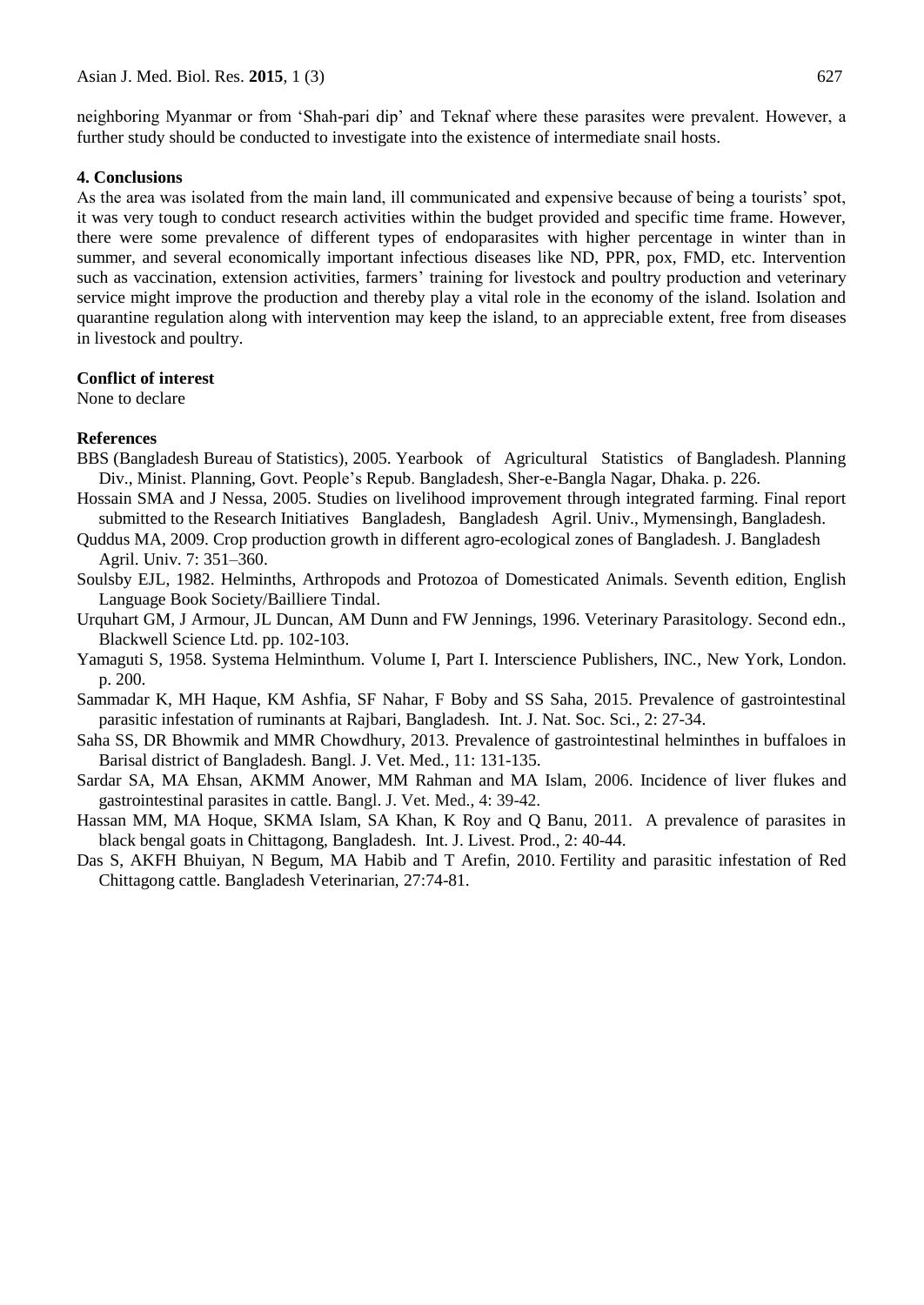neighboring Myanmar or from 'Shah-pari dip' and Teknaf where these parasites were prevalent. However, a further study should be conducted to investigate into the existence of intermediate snail hosts.

## 4. Conclusions

As the area was isolated from the main land, ill communicated and expensive because of being a tourists' spot, it was very tough to conduct research activities within the budget provided and specific time frame. However, there were some prevalence of different types of endoparasites with higher percentage in winter than in summer, and several economically important infectious diseases like ND, PPR, pox, FMD, etc. Intervention such as vaccination, extension activities, farmers' training for livestock and poultry production and veterinary service might improve the production and thereby play a vital role in the economy of the island. Isolation and quarantine regulation along with intervention may keep the island, to an appreciable extent, free from diseases in livestock and poultry.

## Conflict of interest

None to declare

## References

BBS (Bangladesh Bureau of Statistics), 2005. Yearbook of Agricultural Statistics of Bangladesh. Planning Div., Minist. Planning, Govt. People's Repub. Bangladesh, Sher-e-Bangla Nagar, Dhaka. p. 226.

Hossain SMA and J Nessa, 2005. Studies on livelihood improvement through integrated farming. Final report submitted to the Research Initiatives Bangladesh, Bangladesh Agril. Univ., Mymensingh, Bangladesh.

Quddus MA, 2009. Crop production growth in different agro-ecological zones of Bangladesh. J. Bangladesh Agril. Univ. 7: 351–360.

Soulsby EJL, 1982. Helminths, Arthropods and Protozoa of Domesticated Animals. Seventh edition, English Language Book Society/Bailliere Tindal.

Urquhart GM, J Armour, JL Duncan, AM Dunn and FW Jennings, 1996. Veterinary Parasitology. Second edn., Blackwell Science Ltd. pp. 102-103.

Yamaguti S, 1958. Systema Helminthum. Volume I, Part I. Interscience Publishers, INC., New York, London. p. 200.

Sammadar K, MH Haque, KM Ashfia, SF Nahar, F Boby and SS Saha, 2015. Prevalence of gastrointestinal parasitic infestation of ruminants at Rajbari, Bangladesh. Int. J. Nat. Soc. Sci., 2: 27-34.

Saha SS, DR Bhowmik and MMR Chowdhury, 2013. Prevalence of gastrointestinal helminthes in buffaloes in Barisal district of Bangladesh. Bangl. J. Vet. Med., 11: 131-135.

Sardar SA, MA Ehsan, AKMM Anower, MM Rahman and MA Islam, 2006. Incidence of liver flukes and gastrointestinal parasites in cattle. Bangl. J. Vet. Med., 4: 39-42.

Hassan MM, MA Hoque, SKMA Islam, SA Khan, K Roy and Q Banu, 2011. A prevalence of parasites in black bengal goats in Chittagong, Bangladesh. Int. J. Livest. Prod., 2: 40-44.

Das S, AKFH Bhuiyan, N Begum, MA Habib and T Arefin, 2010. Fertility and parasitic infestation of Red Chittagong cattle. Bangladesh Veterinarian, 27:74-81.